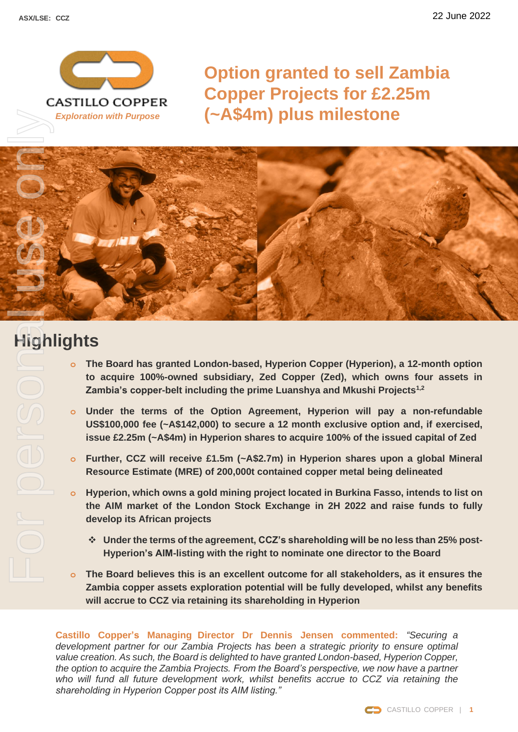ASX/LSE: CCZ

22 June 2022

CASTILLO COPPER

*Exploration with Purpose*

# Option granted to sell Zambia Copper Projects for £2.25m (~A$4m) plus milestone

## Highlights

- **The Board has granted London-based, Hyperion Copper (Hyperion), a 12-month option to acquire 100%-owned subsidiary, Zed Copper (Zed), which owns four assets in Zambia's copper-belt including the prime Luanshya and Mkushi Projects[1,2]**
- **Under the terms of the Option Agreement, Hyperion will pay a non-refundable US$100,000 fee (~A$142,000) to secure a 12 month exclusive option and, if exercised, issue £2.25m (~A$4m) in Hyperion shares to acquire 100% of the issued capital of Zed**
- **Further, CCZ will receive £1.5m (~A$2.7m) in Hyperion shares upon a global Mineral Resource Estimate (MRE) of 200,000t contained copper metal being delineated**
- **Hyperion, which owns a gold mining project located in Burkina Fasso, intends to list on the AIM market of the London Stock Exchange in 2H 2022 and raise funds to fully develop its African projects**
  - **Under the terms of the agreement, CCZ's shareholding will be no less than 25% post-Hyperion's AIM-listing with the right to nominate one director to the Board**
- **The Board believes this is an excellent outcome for all stakeholders, as it ensures the Zambia copper assets exploration potential will be fully developed, whilst any benefits will accrue to CCZ via retaining its shareholding in Hyperion**

**Castillo Copper's Managing Director Dr Dennis Jensen commented:** *"Securing a development partner for our Zambia Projects has been a strategic priority to ensure optimal value creation. As such, the Board is delighted to have granted London-based, Hyperion Copper, the option to acquire the Zambia Projects. From the Board's perspective, we now have a partner who will fund all future development work, whilst benefits accrue to CCZ via retaining the shareholding in Hyperion Copper post its AIM listing."*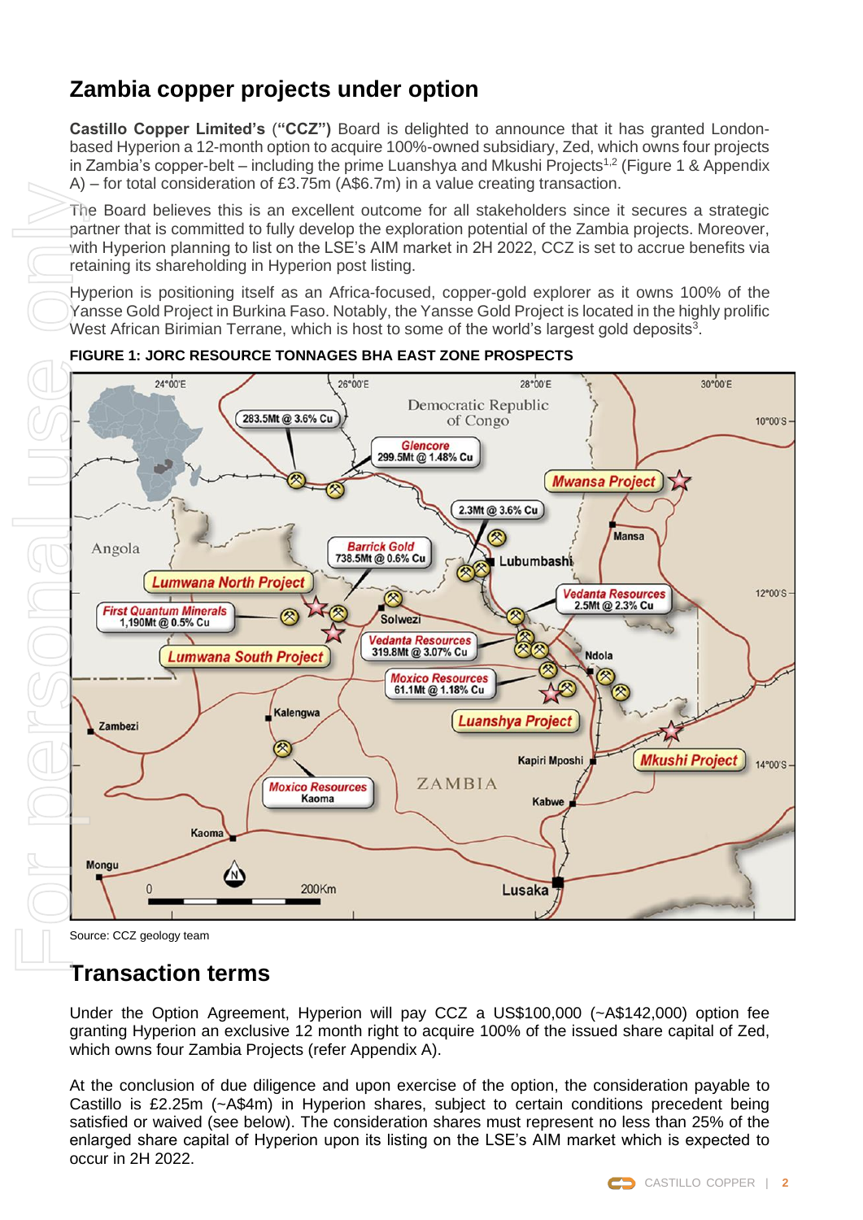## Zambia copper projects under option

**Castillo Copper Limited's ("CCZ")** Board is delighted to announce that it has granted London-based Hyperion a 12-month option to acquire 100%-owned subsidiary, Zed, which owns four projects in Zambia's copper-belt – including the prime Luanshya and Mkushi Projects[1,2] (Figure 1 & Appendix A) – for total consideration of £3.75m (A$6.7m) in a value creating transaction.

The Board believes this is an excellent outcome for all stakeholders since it secures a strategic partner that is committed to fully develop the exploration potential of the Zambia projects. Moreover, with Hyperion planning to list on the LSE's AIM market in 2H 2022, CCZ is set to accrue benefits via retaining its shareholding in Hyperion post listing.

Hyperion is positioning itself as an Africa-focused, copper-gold explorer as it owns 100% of the Yansse Gold Project in Burkina Faso. Notably, the Yansse Gold Project is located in the highly prolific West African Birimian Terrane, which is host to some of the world's largest gold deposits[3].

**FIGURE 1: JORC RESOURCE TONNAGES BHA EAST ZONE PROSPECTS**

Source: CCZ geology team

## Transaction terms

Under the Option Agreement, Hyperion will pay CCZ a US$100,000 (~A$142,000) option fee granting Hyperion an exclusive 12 month right to acquire 100% of the issued share capital of Zed, which owns four Zambia Projects (refer Appendix A).

At the conclusion of due diligence and upon exercise of the option, the consideration payable to Castillo is £2.25m (~A$4m) in Hyperion shares, subject to certain conditions precedent being satisfied or waived (see below). The consideration shares must represent no less than 25% of the enlarged share capital of Hyperion upon its listing on the LSE's AIM market which is expected to occur in 2H 2022.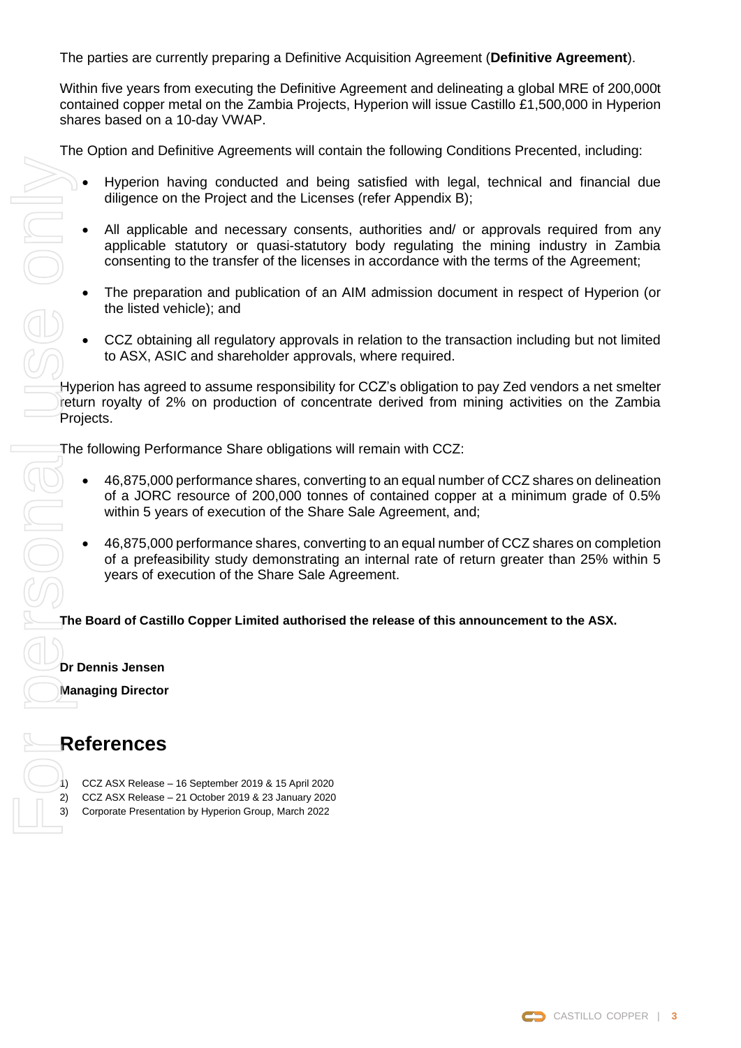The parties are currently preparing a Definitive Acquisition Agreement (**Definitive Agreement**).

Within five years from executing the Definitive Agreement and delineating a global MRE of 200,000t contained copper metal on the Zambia Projects, Hyperion will issue Castillo £1,500,000 in Hyperion shares based on a 10-day VWAP.

The Option and Definitive Agreements will contain the following Conditions Precented, including:

- Hyperion having conducted and being satisfied with legal, technical and financial due diligence on the Project and the Licenses (refer Appendix B);
- All applicable and necessary consents, authorities and/ or approvals required from any applicable statutory or quasi-statutory body regulating the mining industry in Zambia consenting to the transfer of the licenses in accordance with the terms of the Agreement;
- The preparation and publication of an AIM admission document in respect of Hyperion (or the listed vehicle); and
- CCZ obtaining all regulatory approvals in relation to the transaction including but not limited to ASX, ASIC and shareholder approvals, where required.

Hyperion has agreed to assume responsibility for CCZ's obligation to pay Zed vendors a net smelter return royalty of 2% on production of concentrate derived from mining activities on the Zambia Projects.

The following Performance Share obligations will remain with CCZ:

- 46,875,000 performance shares, converting to an equal number of CCZ shares on delineation of a JORC resource of 200,000 tonnes of contained copper at a minimum grade of 0.5% within 5 years of execution of the Share Sale Agreement, and;
- 46,875,000 performance shares, converting to an equal number of CCZ shares on completion of a prefeasibility study demonstrating an internal rate of return greater than 25% within 5 years of execution of the Share Sale Agreement.

**The Board of Castillo Copper Limited authorised the release of this announcement to the ASX.**

**Dr Dennis Jensen**

**Managing Director**

# References

1) CCZ ASX Release – 16 September 2019 & 15 April 2020
2) CCZ ASX Release – 21 October 2019 & 23 January 2020
3) Corporate Presentation by Hyperion Group, March 2022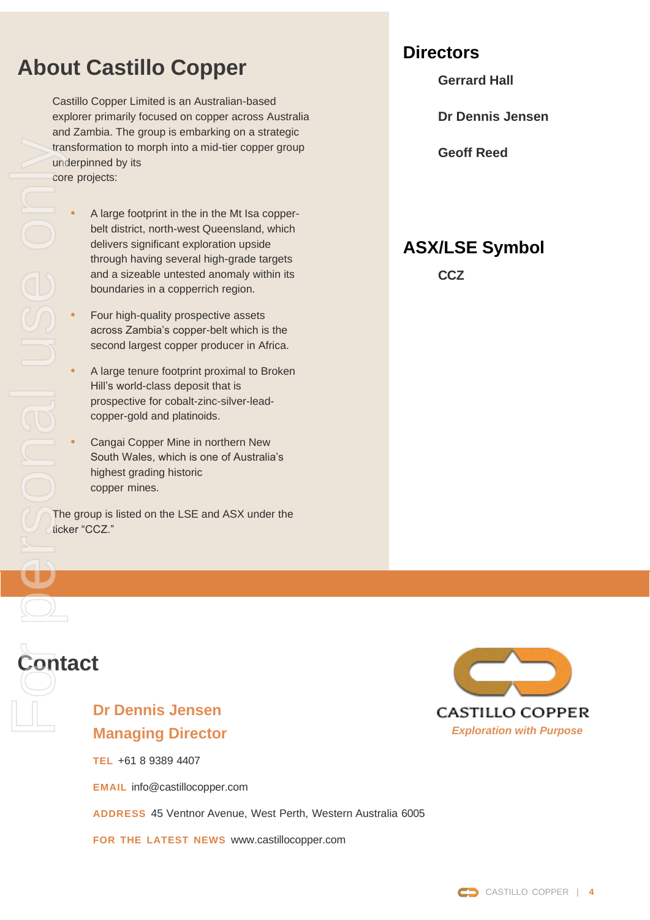## About Castillo Copper

Castillo Copper Limited is an Australian-based explorer primarily focused on copper across Australia and Zambia. The group is embarking on a strategic transformation to morph into a mid-tier copper group underpinned by its core projects:

- A large footprint in the in the Mt Isa copper-belt district, north-west Queensland, which delivers significant exploration upside through having several high-grade targets and a sizeable untested anomaly within its boundaries in a copperrich region.
- Four high-quality prospective assets across Zambia's copper-belt which is the second largest copper producer in Africa.
- A large tenure footprint proximal to Broken Hill's world-class deposit that is prospective for cobalt-zinc-silver-lead-copper-gold and platinoids.
- Cangai Copper Mine in northern New South Wales, which is one of Australia's highest grading historic copper mines.

The group is listed on the LSE and ASX under the ticker "CCZ."

## Directors

**Gerrard Hall**

**Dr Dennis Jensen**

**Geoff Reed**

## ASX/LSE Symbol

**CCZ**

## Contact

**Dr Dennis Jensen**
**Managing Director**

**TEL** +61 8 9389 4407

**EMAIL** info@castillocopper.com

**ADDRESS** 45 Ventnor Avenue, West Perth, Western Australia 6005

**FOR THE LATEST NEWS** www.castillocopper.com

CASTILLO COPPER
*Exploration with Purpose*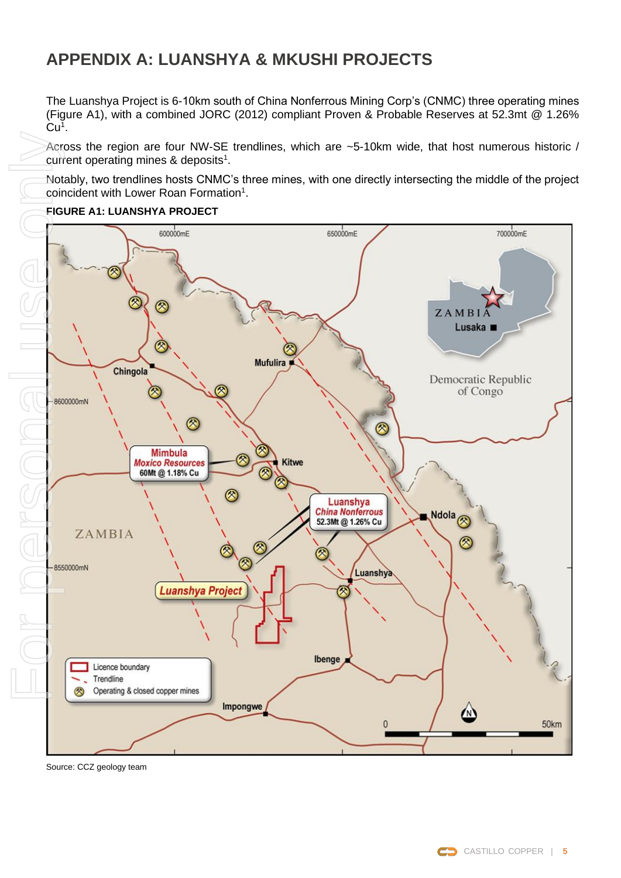# APPENDIX A: LUANSHYA & MKUSHI PROJECTS

The Luanshya Project is 6-10km south of China Nonferrous Mining Corp's (CNMC) three operating mines (Figure A1), with a combined JORC (2012) compliant Proven & Probable Reserves at 52.3mt @ 1.26% Cu[1].

Across the region are four NW-SE trendlines, which are ~5-10km wide, that host numerous historic / current operating mines & deposits[1].

Notably, two trendlines hosts CNMC's three mines, with one directly intersecting the middle of the project coincident with Lower Roan Formation[1].

**FIGURE A1: LUANSHYA PROJECT**

Source: CCZ geology team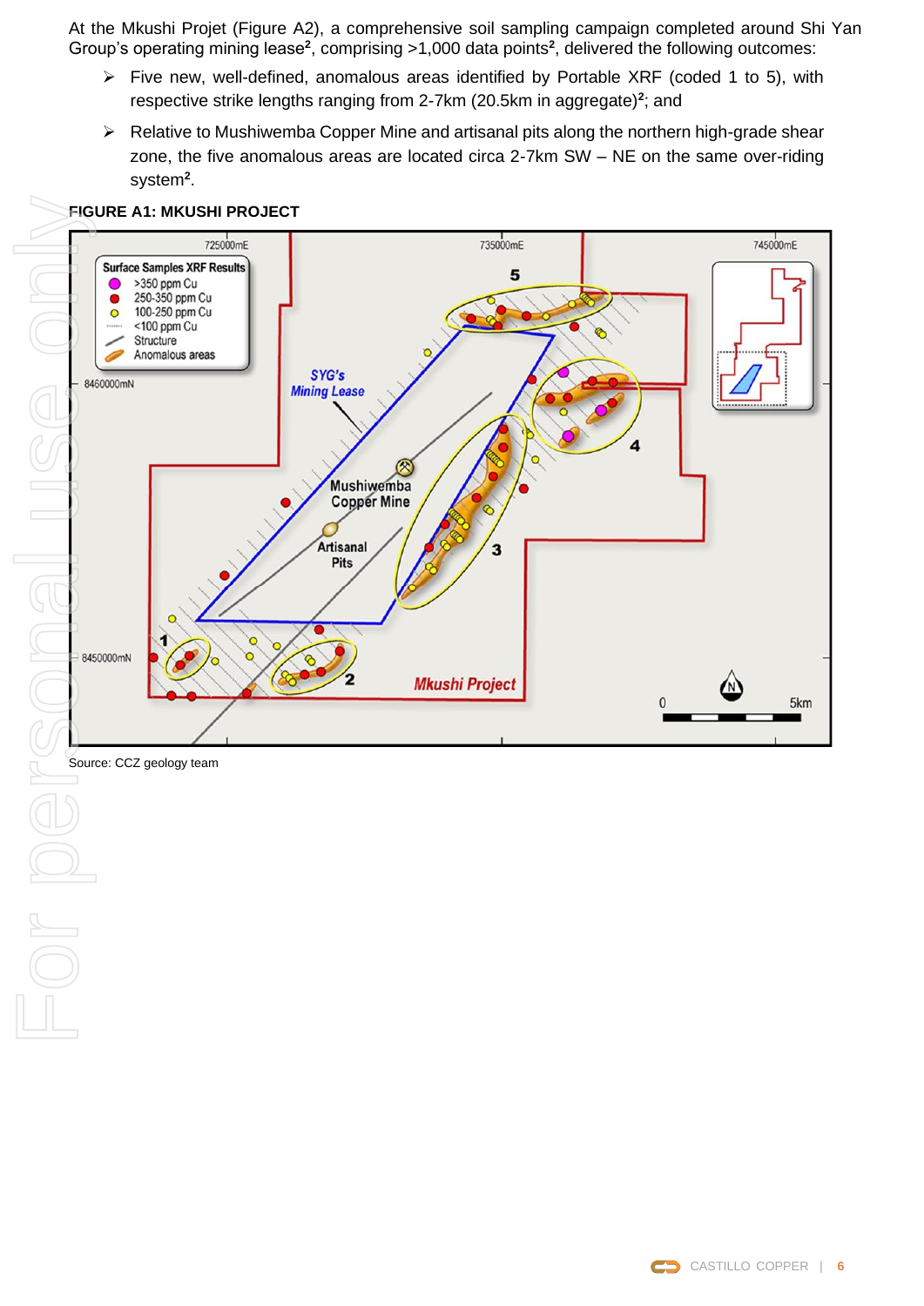At the Mkushi Projet (Figure A2), a comprehensive soil sampling campaign completed around Shi Yan Group's operating mining lease[2], comprising >1,000 data points[2], delivered the following outcomes:

- Five new, well-defined, anomalous areas identified by Portable XRF (coded 1 to 5), with respective strike lengths ranging from 2-7km (20.5km in aggregate)[2]; and
- Relative to Mushiwemba Copper Mine and artisanal pits along the northern high-grade shear zone, the five anomalous areas are located circa 2-7km SW – NE on the same over-riding system[2].

**FIGURE A1: MKUSHI PROJECT**

Source: CCZ geology team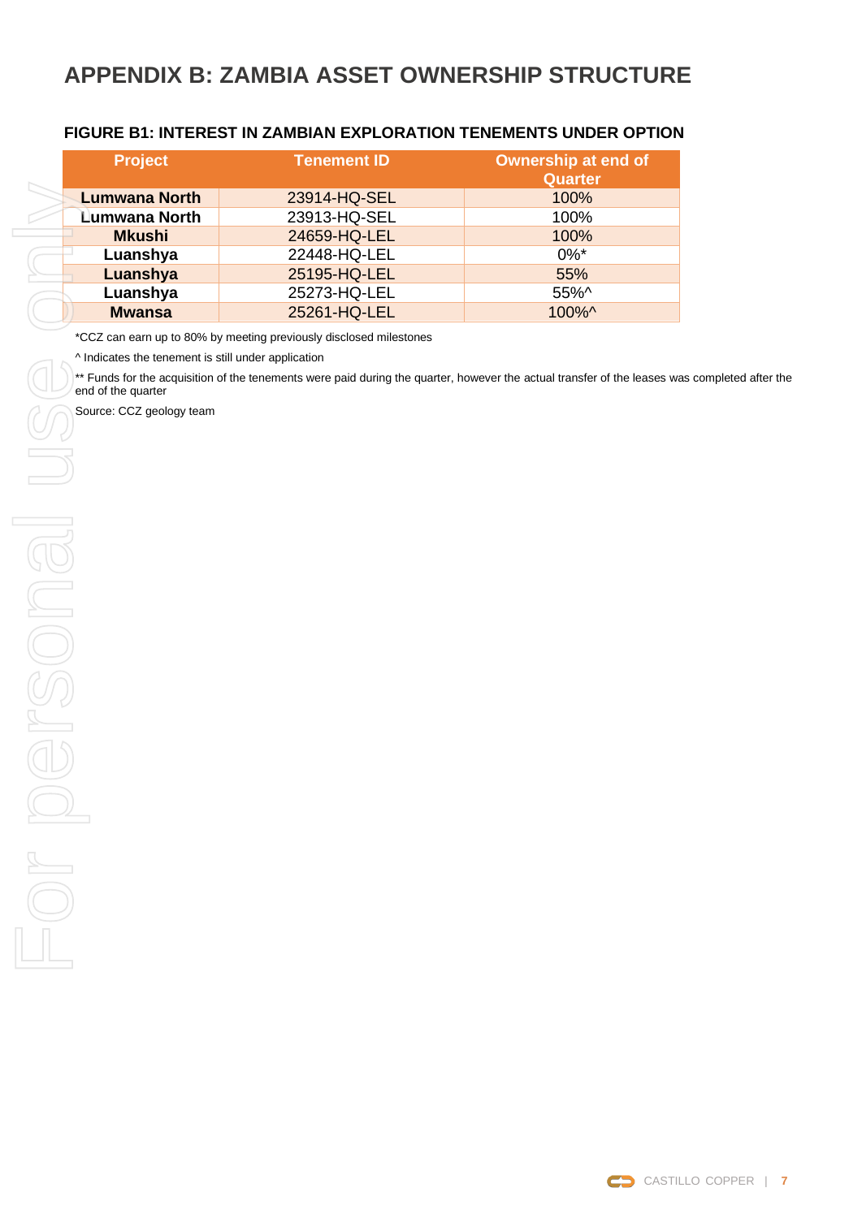# APPENDIX B: ZAMBIA ASSET OWNERSHIP STRUCTURE

### FIGURE B1: INTEREST IN ZAMBIAN EXPLORATION TENEMENTS UNDER OPTION

| Project | Tenement ID | Ownership at end of Quarter |
|---|---|---|
| **Lumwana North** | 23914-HQ-SEL | 100% |
| **Lumwana North** | 23913-HQ-SEL | 100% |
| **Mkushi** | 24659-HQ-LEL | 100% |
| **Luanshya** | 22448-HQ-LEL | 0%* |
| **Luanshya** | 25195-HQ-LEL | 55% |
| **Luanshya** | 25273-HQ-LEL | 55%^ |
| **Mwansa** | 25261-HQ-LEL | 100%^ |

*CCZ can earn up to 80% by meeting previously disclosed milestones

^ Indicates the tenement is still under application

** Funds for the acquisition of the tenements were paid during the quarter, however the actual transfer of the leases was completed after the end of the quarter

Source: CCZ geology team